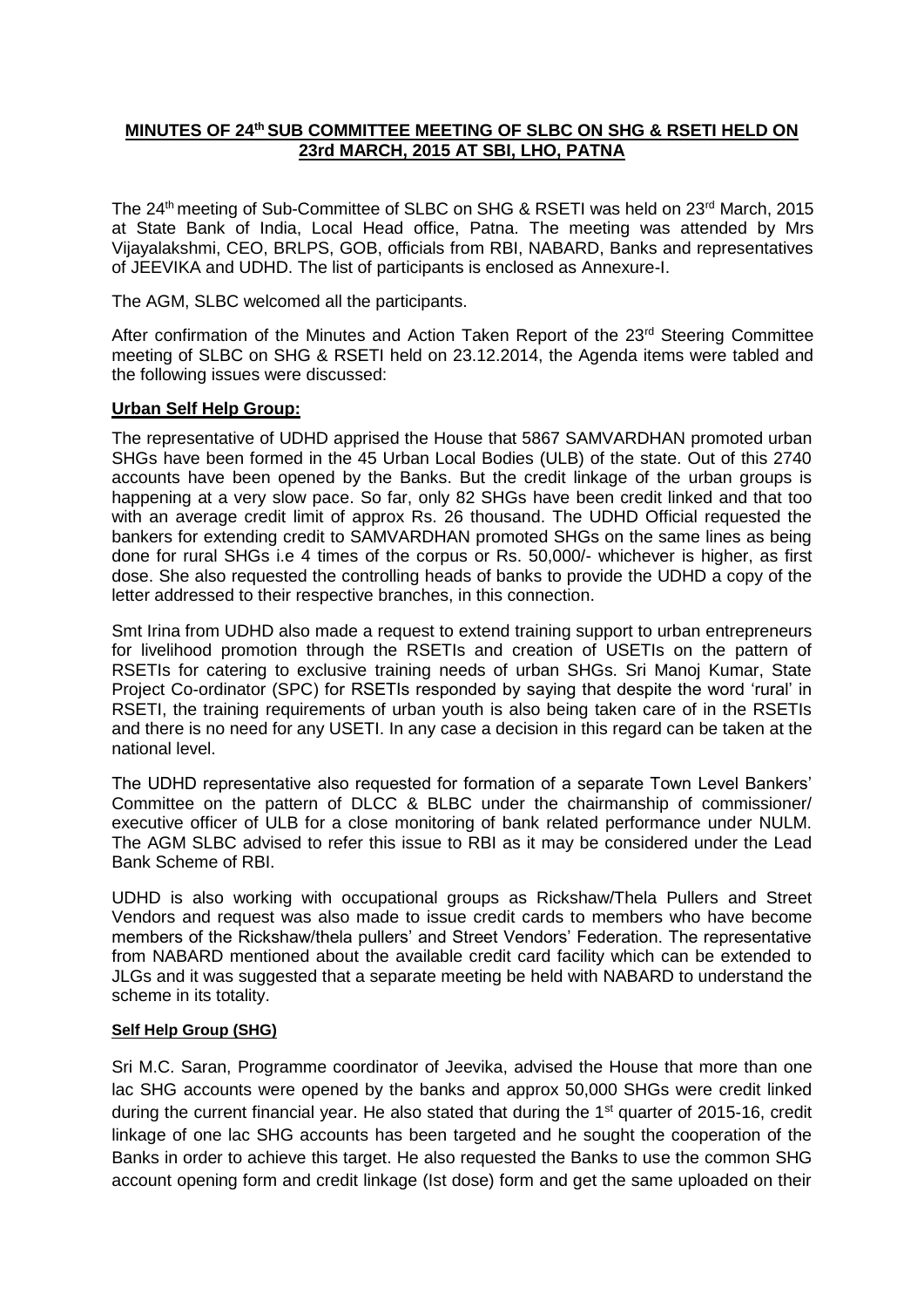**MINUTES OF 24th SUB COMMITTEE MEETING OF SLBC ON SHG & RSETI HELD ON 23rd MARCH, 2015 AT SBI, LHO, PATNA**

The 24th meeting of Sub-Committee of SLBC on SHG & RSETI was held on 23rd March, 2015 at State Bank of India, Local Head office, Patna. The meeting was attended by Mrs Vijayalakshmi, CEO, BRLPS, GOB, officials from RBI, NABARD, Banks and representatives of JEEVIKA and UDHD. The list of participants is enclosed as Annexure-I.

The AGM, SLBC welcomed all the participants.

After confirmation of the Minutes and Action Taken Report of the 23rd Steering Committee meeting of SLBC on SHG & RSETI held on 23.12.2014, the Agenda items were tabled and the following issues were discussed:

**Urban Self Help Group:**

The representative of UDHD apprised the House that 5867 SAMVARDHAN promoted urban SHGs have been formed in the 45 Urban Local Bodies (ULB) of the state. Out of this 2740 accounts have been opened by the Banks. But the credit linkage of the urban groups is happening at a very slow pace. So far, only 82 SHGs have been credit linked and that too with an average credit limit of approx Rs. 26 thousand. The UDHD Official requested the bankers for extending credit to SAMVARDHAN promoted SHGs on the same lines as being done for rural SHGs i.e 4 times of the corpus or Rs. 50,000/- whichever is higher, as first dose. She also requested the controlling heads of banks to provide the UDHD a copy of the letter addressed to their respective branches, in this connection.

Smt Irina from UDHD also made a request to extend training support to urban entrepreneurs for livelihood promotion through the RSETIs and creation of USETIs on the pattern of RSETIs for catering to exclusive training needs of urban SHGs. Sri Manoj Kumar, State Project Co-ordinator (SPC) for RSETIs responded by saying that despite the word 'rural' in RSETI, the training requirements of urban youth is also being taken care of in the RSETIs and there is no need for any USETI. In any case a decision in this regard can be taken at the national level.

The UDHD representative also requested for formation of a separate Town Level Bankers' Committee on the pattern of DLCC & BLBC under the chairmanship of commissioner/ executive officer of ULB for a close monitoring of bank related performance under NULM. The AGM SLBC advised to refer this issue to RBI as it may be considered under the Lead Bank Scheme of RBI.

UDHD is also working with occupational groups as Rickshaw/Thela Pullers and Street Vendors and request was also made to issue credit cards to members who have become members of the Rickshaw/thela pullers' and Street Vendors' Federation. The representative from NABARD mentioned about the available credit card facility which can be extended to JLGs and it was suggested that a separate meeting be held with NABARD to understand the scheme in its totality.

**Self Help Group (SHG)**

Sri M.C. Saran, Programme coordinator of Jeevika, advised the House that more than one lac SHG accounts were opened by the banks and approx 50,000 SHGs were credit linked during the current financial year. He also stated that during the 1st quarter of 2015-16, credit linkage of one lac SHG accounts has been targeted and he sought the cooperation of the Banks in order to achieve this target. He also requested the Banks to use the common SHG account opening form and credit linkage (Ist dose) form and get the same uploaded on their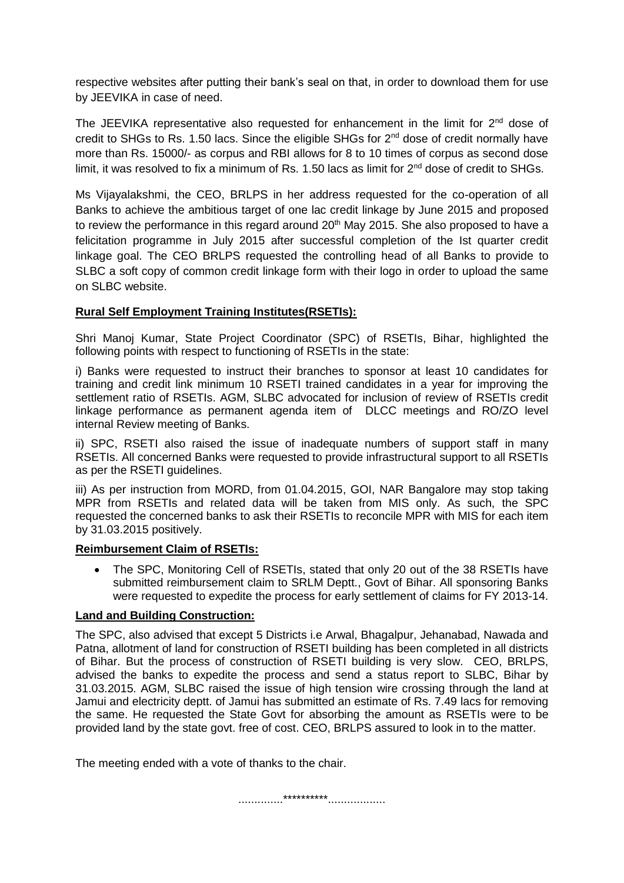respective websites after putting their bank's seal on that, in order to download them for use by JEEVIKA in case of need.

The JEEVIKA representative also requested for enhancement in the limit for 2nd dose of credit to SHGs to Rs. 1.50 lacs. Since the eligible SHGs for 2nd dose of credit normally have more than Rs. 15000/- as corpus and RBI allows for 8 to 10 times of corpus as second dose limit, it was resolved to fix a minimum of Rs. 1.50 lacs as limit for 2nd dose of credit to SHGs.

Ms Vijayalakshmi, the CEO, BRLPS in her address requested for the co-operation of all Banks to achieve the ambitious target of one lac credit linkage by June 2015 and proposed to review the performance in this regard around 20th May 2015. She also proposed to have a felicitation programme in July 2015 after successful completion of the Ist quarter credit linkage goal. The CEO BRLPS requested the controlling head of all Banks to provide to SLBC a soft copy of common credit linkage form with their logo in order to upload the same on SLBC website.

**Rural Self Employment Training Institutes(RSETIs):**

Shri Manoj Kumar, State Project Coordinator (SPC) of RSETIs, Bihar, highlighted the following points with respect to functioning of RSETIs in the state:

i) Banks were requested to instruct their branches to sponsor at least 10 candidates for training and credit link minimum 10 RSETI trained candidates in a year for improving the settlement ratio of RSETIs. AGM, SLBC advocated for inclusion of review of RSETIs credit linkage performance as permanent agenda item of DLCC meetings and RO/ZO level internal Review meeting of Banks.

ii) SPC, RSETI also raised the issue of inadequate numbers of support staff in many RSETIs. All concerned Banks were requested to provide infrastructural support to all RSETIs as per the RSETI guidelines.

iii) As per instruction from MORD, from 01.04.2015, GOI, NAR Bangalore may stop taking MPR from RSETIs and related data will be taken from MIS only. As such, the SPC requested the concerned banks to ask their RSETIs to reconcile MPR with MIS for each item by 31.03.2015 positively.

**Reimbursement Claim of RSETIs:**

- The SPC, Monitoring Cell of RSETIs, stated that only 20 out of the 38 RSETIs have submitted reimbursement claim to SRLM Deptt., Govt of Bihar. All sponsoring Banks were requested to expedite the process for early settlement of claims for FY 2013-14.

**Land and Building Construction:**

The SPC, also advised that except 5 Districts i.e Arwal, Bhagalpur, Jehanabad, Nawada and Patna, allotment of land for construction of RSETI building has been completed in all districts of Bihar. But the process of construction of RSETI building is very slow. CEO, BRLPS, advised the banks to expedite the process and send a status report to SLBC, Bihar by 31.03.2015. AGM, SLBC raised the issue of high tension wire crossing through the land at Jamui and electricity deptt. of Jamui has submitted an estimate of Rs. 7.49 lacs for removing the same. He requested the State Govt for absorbing the amount as RSETIs were to be provided land by the state govt. free of cost. CEO, BRLPS assured to look in to the matter.

The meeting ended with a vote of thanks to the chair.

..............**********..................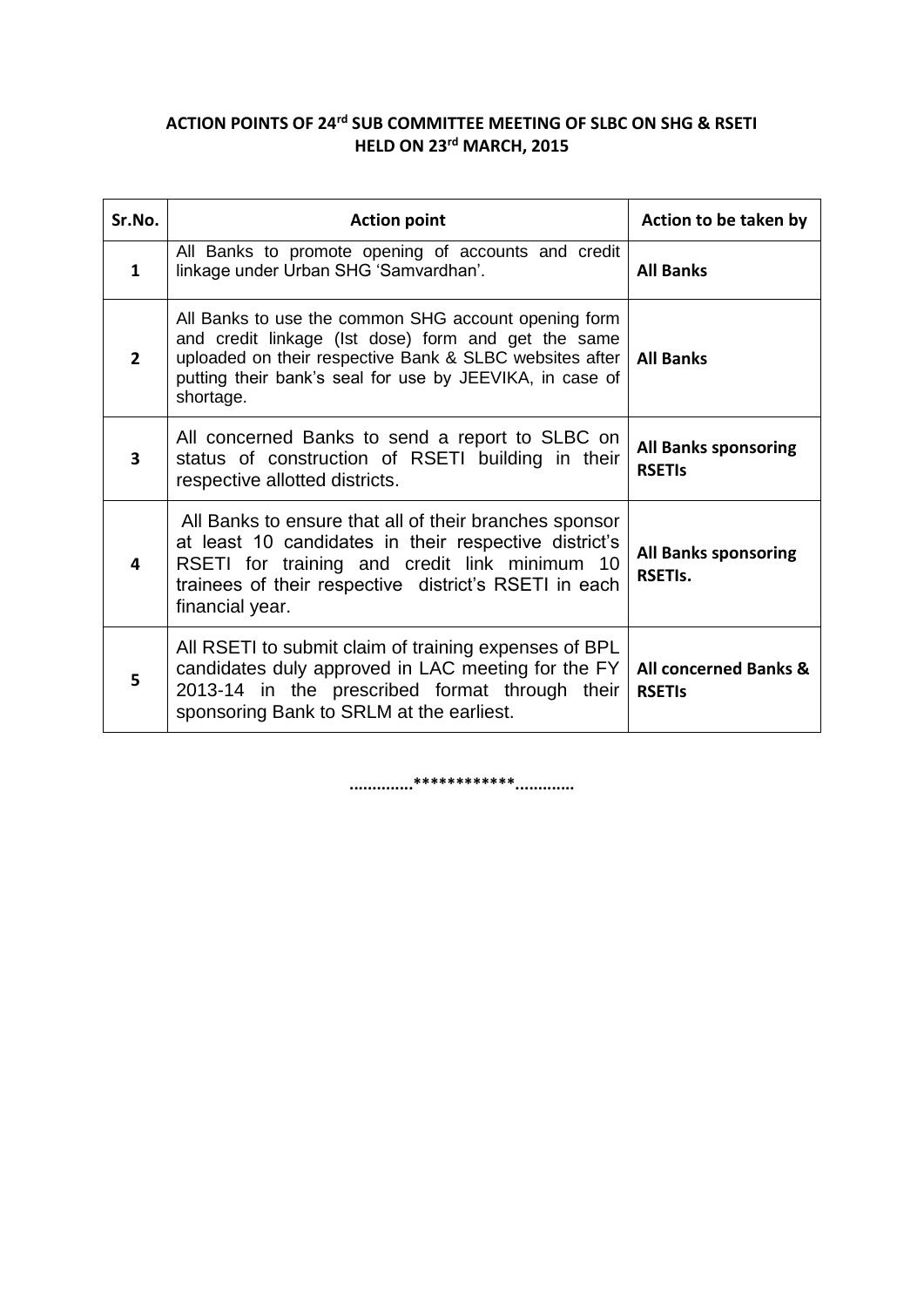**ACTION POINTS OF 24[rd] SUB COMMITTEE MEETING OF SLBC ON SHG & RSETI HELD ON 23[rd] MARCH, 2015**

| Sr.No. | Action point | Action to be taken by |
|---|---|---|
| 1 | All Banks to promote opening of accounts and credit linkage under Urban SHG 'Samvardhan'. | **All Banks** |
| 2 | All Banks to use the common SHG account opening form and credit linkage (Ist dose) form and get the same uploaded on their respective Bank & SLBC websites after putting their bank's seal for use by JEEVIKA, in case of shortage. | **All Banks** |
| 3 | All concerned Banks to send a report to SLBC on status of construction of RSETI building in their respective allotted districts. | **All Banks sponsoring RSETIs** |
| 4 | All Banks to ensure that all of their branches sponsor at least 10 candidates in their respective district's RSETI for training and credit link minimum 10 trainees of their respective district's RSETI in each financial year. | **All Banks sponsoring RSETIs.** |
| 5 | All RSETI to submit claim of training expenses of BPL candidates duly approved in LAC meeting for the FY 2013-14 in the prescribed format through their sponsoring Bank to SRLM at the earliest. | **All concerned Banks & RSETIs** |

.............************............